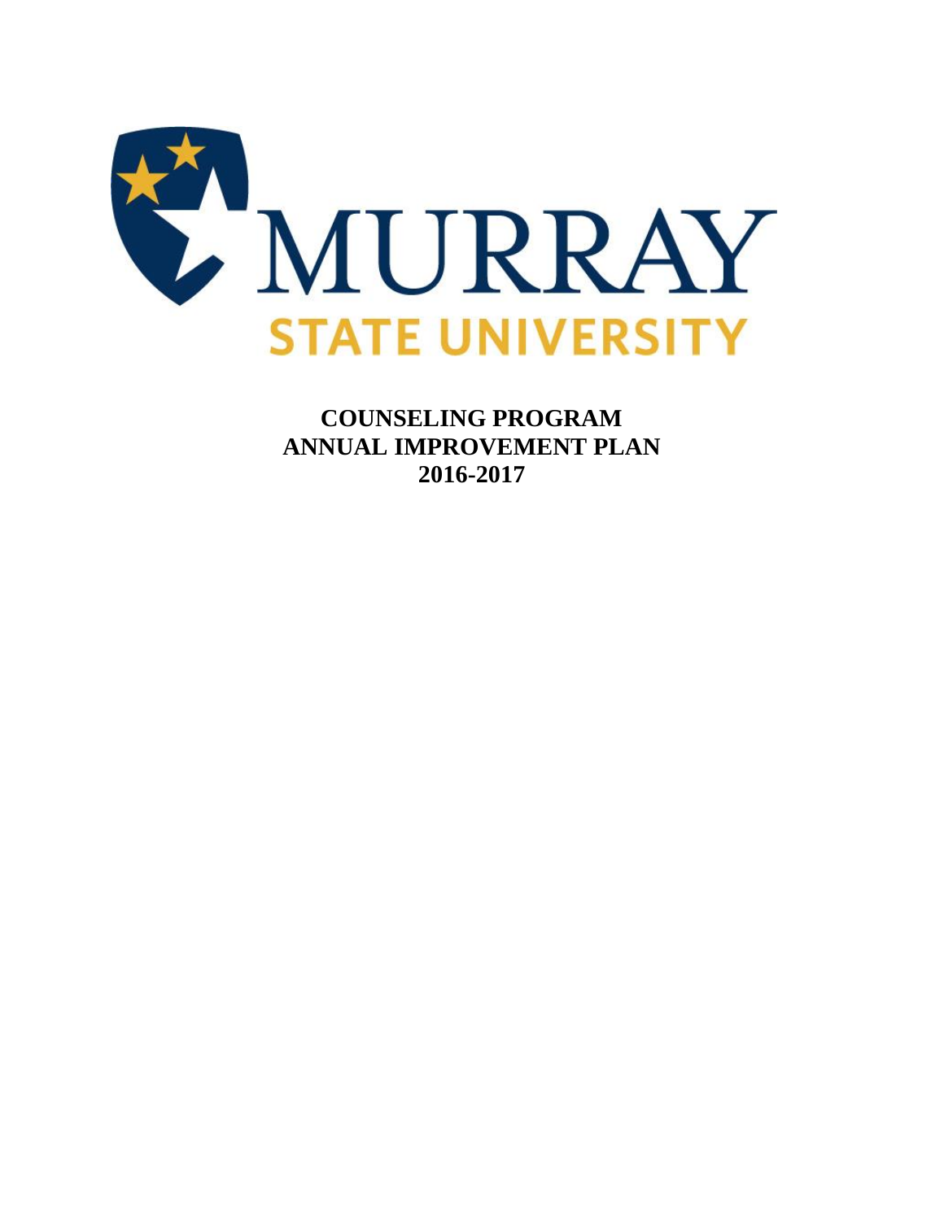MURRAY STATE UNIVERSITY

# COUNSELING PROGRAM ANNUAL IMPROVEMENT PLAN 2016-2017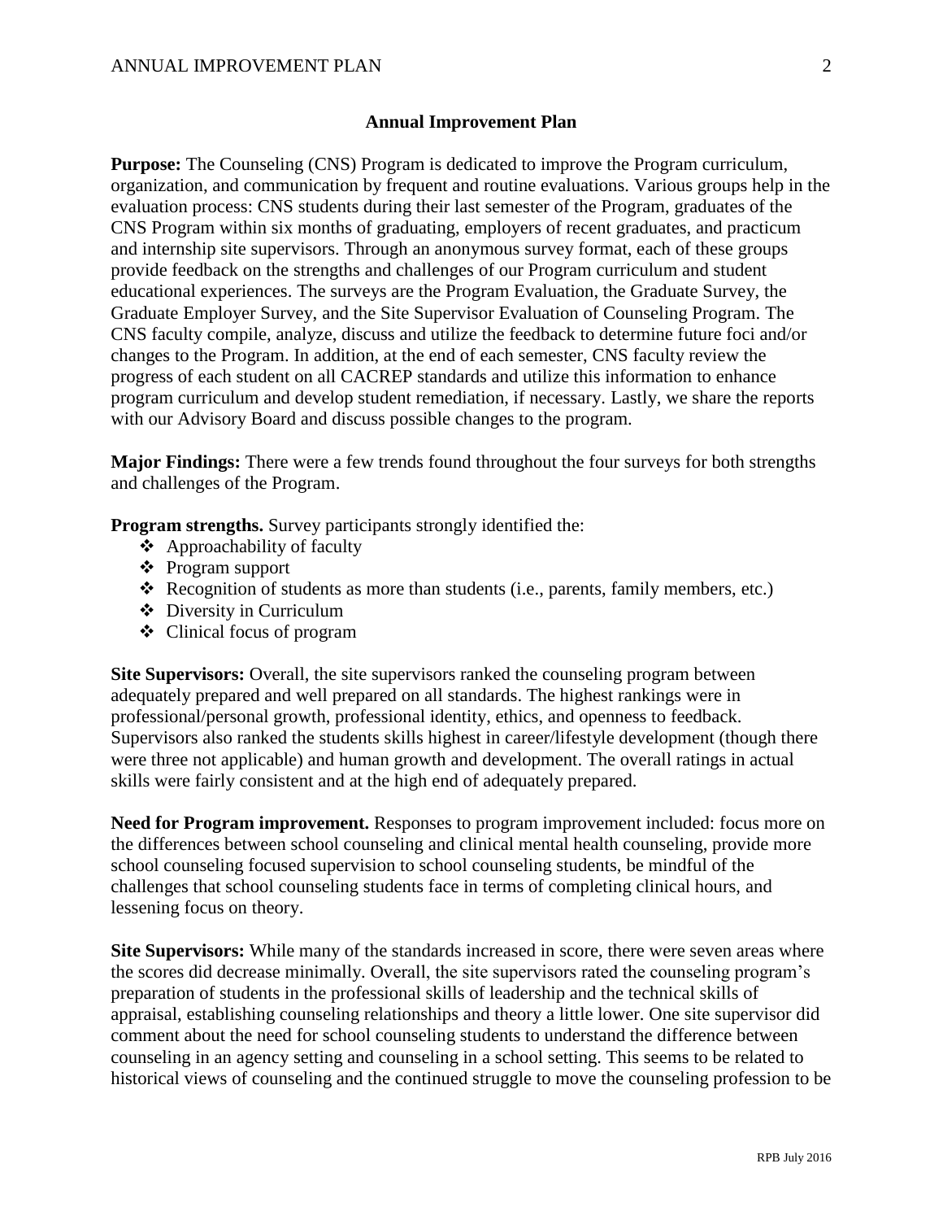## Annual Improvement Plan

**Purpose:** The Counseling (CNS) Program is dedicated to improve the Program curriculum, organization, and communication by frequent and routine evaluations. Various groups help in the evaluation process: CNS students during their last semester of the Program, graduates of the CNS Program within six months of graduating, employers of recent graduates, and practicum and internship site supervisors. Through an anonymous survey format, each of these groups provide feedback on the strengths and challenges of our Program curriculum and student educational experiences. The surveys are the Program Evaluation, the Graduate Survey, the Graduate Employer Survey, and the Site Supervisor Evaluation of Counseling Program. The CNS faculty compile, analyze, discuss and utilize the feedback to determine future foci and/or changes to the Program. In addition, at the end of each semester, CNS faculty review the progress of each student on all CACREP standards and utilize this information to enhance program curriculum and develop student remediation, if necessary. Lastly, we share the reports with our Advisory Board and discuss possible changes to the program.

**Major Findings:** There were a few trends found throughout the four surveys for both strengths and challenges of the Program.

**Program strengths.** Survey participants strongly identified the:

- Approachability of faculty
- Program support
- Recognition of students as more than students (i.e., parents, family members, etc.)
- Diversity in Curriculum
- Clinical focus of program

**Site Supervisors:** Overall, the site supervisors ranked the counseling program between adequately prepared and well prepared on all standards. The highest rankings were in professional/personal growth, professional identity, ethics, and openness to feedback. Supervisors also ranked the students skills highest in career/lifestyle development (though there were three not applicable) and human growth and development. The overall ratings in actual skills were fairly consistent and at the high end of adequately prepared.

**Need for Program improvement.** Responses to program improvement included: focus more on the differences between school counseling and clinical mental health counseling, provide more school counseling focused supervision to school counseling students, be mindful of the challenges that school counseling students face in terms of completing clinical hours, and lessening focus on theory.

**Site Supervisors:** While many of the standards increased in score, there were seven areas where the scores did decrease minimally. Overall, the site supervisors rated the counseling program's preparation of students in the professional skills of leadership and the technical skills of appraisal, establishing counseling relationships and theory a little lower. One site supervisor did comment about the need for school counseling students to understand the difference between counseling in an agency setting and counseling in a school setting. This seems to be related to historical views of counseling and the continued struggle to move the counseling profession to be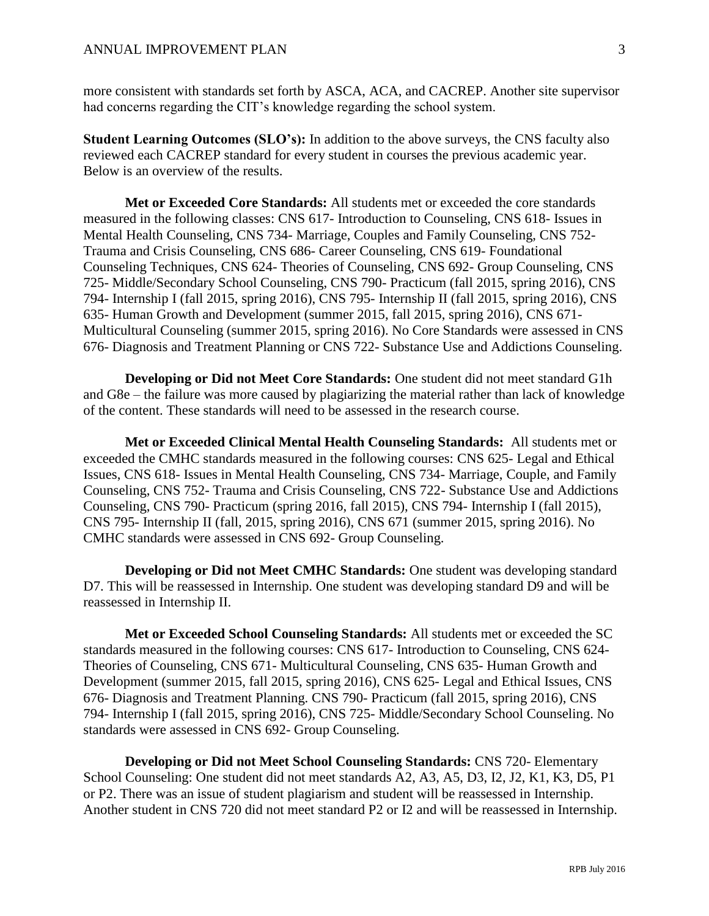more consistent with standards set forth by ASCA, ACA, and CACREP. Another site supervisor had concerns regarding the CIT's knowledge regarding the school system.

**Student Learning Outcomes (SLO's):** In addition to the above surveys, the CNS faculty also reviewed each CACREP standard for every student in courses the previous academic year. Below is an overview of the results.

**Met or Exceeded Core Standards:** All students met or exceeded the core standards measured in the following classes: CNS 617- Introduction to Counseling, CNS 618- Issues in Mental Health Counseling, CNS 734- Marriage, Couples and Family Counseling, CNS 752- Trauma and Crisis Counseling, CNS 686- Career Counseling, CNS 619- Foundational Counseling Techniques, CNS 624- Theories of Counseling, CNS 692- Group Counseling, CNS 725- Middle/Secondary School Counseling, CNS 790- Practicum (fall 2015, spring 2016), CNS 794- Internship I (fall 2015, spring 2016), CNS 795- Internship II (fall 2015, spring 2016), CNS 635- Human Growth and Development (summer 2015, fall 2015, spring 2016), CNS 671- Multicultural Counseling (summer 2015, spring 2016). No Core Standards were assessed in CNS 676- Diagnosis and Treatment Planning or CNS 722- Substance Use and Addictions Counseling.

**Developing or Did not Meet Core Standards:** One student did not meet standard G1h and G8e – the failure was more caused by plagiarizing the material rather than lack of knowledge of the content. These standards will need to be assessed in the research course.

**Met or Exceeded Clinical Mental Health Counseling Standards:** All students met or exceeded the CMHC standards measured in the following courses: CNS 625- Legal and Ethical Issues, CNS 618- Issues in Mental Health Counseling, CNS 734- Marriage, Couple, and Family Counseling, CNS 752- Trauma and Crisis Counseling, CNS 722- Substance Use and Addictions Counseling, CNS 790- Practicum (spring 2016, fall 2015), CNS 794- Internship I (fall 2015), CNS 795- Internship II (fall, 2015, spring 2016), CNS 671 (summer 2015, spring 2016). No CMHC standards were assessed in CNS 692- Group Counseling.

**Developing or Did not Meet CMHC Standards:** One student was developing standard D7. This will be reassessed in Internship. One student was developing standard D9 and will be reassessed in Internship II.

**Met or Exceeded School Counseling Standards:** All students met or exceeded the SC standards measured in the following courses: CNS 617- Introduction to Counseling, CNS 624- Theories of Counseling, CNS 671- Multicultural Counseling, CNS 635- Human Growth and Development (summer 2015, fall 2015, spring 2016), CNS 625- Legal and Ethical Issues, CNS 676- Diagnosis and Treatment Planning. CNS 790- Practicum (fall 2015, spring 2016), CNS 794- Internship I (fall 2015, spring 2016), CNS 725- Middle/Secondary School Counseling. No standards were assessed in CNS 692- Group Counseling.

**Developing or Did not Meet School Counseling Standards:** CNS 720- Elementary School Counseling: One student did not meet standards A2, A3, A5, D3, I2, J2, K1, K3, D5, P1 or P2. There was an issue of student plagiarism and student will be reassessed in Internship. Another student in CNS 720 did not meet standard P2 or I2 and will be reassessed in Internship.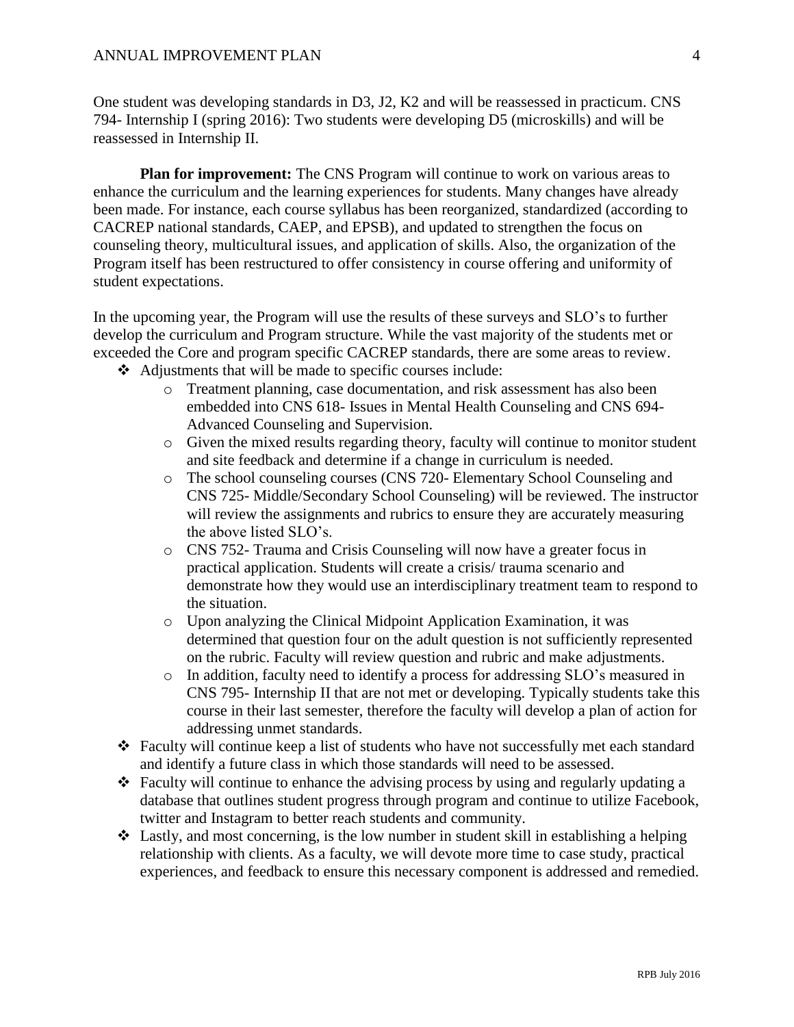One student was developing standards in D3, J2, K2 and will be reassessed in practicum. CNS 794- Internship I (spring 2016): Two students were developing D5 (microskills) and will be reassessed in Internship II.

**Plan for improvement:** The CNS Program will continue to work on various areas to enhance the curriculum and the learning experiences for students. Many changes have already been made. For instance, each course syllabus has been reorganized, standardized (according to CACREP national standards, CAEP, and EPSB), and updated to strengthen the focus on counseling theory, multicultural issues, and application of skills. Also, the organization of the Program itself has been restructured to offer consistency in course offering and uniformity of student expectations.

In the upcoming year, the Program will use the results of these surveys and SLO's to further develop the curriculum and Program structure. While the vast majority of the students met or exceeded the Core and program specific CACREP standards, there are some areas to review.

- Adjustments that will be made to specific courses include:
  - Treatment planning, case documentation, and risk assessment has also been embedded into CNS 618- Issues in Mental Health Counseling and CNS 694- Advanced Counseling and Supervision.
  - Given the mixed results regarding theory, faculty will continue to monitor student and site feedback and determine if a change in curriculum is needed.
  - The school counseling courses (CNS 720- Elementary School Counseling and CNS 725- Middle/Secondary School Counseling) will be reviewed. The instructor will review the assignments and rubrics to ensure they are accurately measuring the above listed SLO's.
  - CNS 752- Trauma and Crisis Counseling will now have a greater focus in practical application. Students will create a crisis/ trauma scenario and demonstrate how they would use an interdisciplinary treatment team to respond to the situation.
  - Upon analyzing the Clinical Midpoint Application Examination, it was determined that question four on the adult question is not sufficiently represented on the rubric. Faculty will review question and rubric and make adjustments.
  - In addition, faculty need to identify a process for addressing SLO's measured in CNS 795- Internship II that are not met or developing. Typically students take this course in their last semester, therefore the faculty will develop a plan of action for addressing unmet standards.
- Faculty will continue keep a list of students who have not successfully met each standard and identify a future class in which those standards will need to be assessed.
- Faculty will continue to enhance the advising process by using and regularly updating a database that outlines student progress through program and continue to utilize Facebook, twitter and Instagram to better reach students and community.
- Lastly, and most concerning, is the low number in student skill in establishing a helping relationship with clients. As a faculty, we will devote more time to case study, practical experiences, and feedback to ensure this necessary component is addressed and remedied.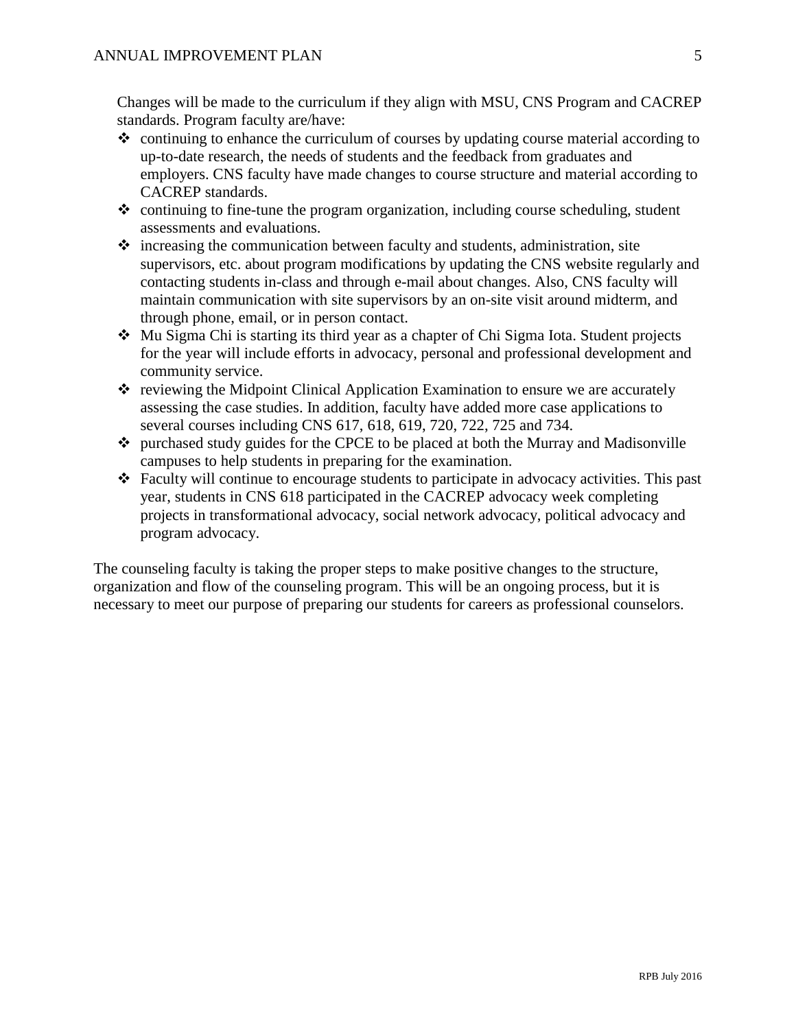Changes will be made to the curriculum if they align with MSU, CNS Program and CACREP standards. Program faculty are/have:

- continuing to enhance the curriculum of courses by updating course material according to up-to-date research, the needs of students and the feedback from graduates and employers. CNS faculty have made changes to course structure and material according to CACREP standards.
- continuing to fine-tune the program organization, including course scheduling, student assessments and evaluations.
- increasing the communication between faculty and students, administration, site supervisors, etc. about program modifications by updating the CNS website regularly and contacting students in-class and through e-mail about changes. Also, CNS faculty will maintain communication with site supervisors by an on-site visit around midterm, and through phone, email, or in person contact.
- Mu Sigma Chi is starting its third year as a chapter of Chi Sigma Iota. Student projects for the year will include efforts in advocacy, personal and professional development and community service.
- reviewing the Midpoint Clinical Application Examination to ensure we are accurately assessing the case studies. In addition, faculty have added more case applications to several courses including CNS 617, 618, 619, 720, 722, 725 and 734.
- purchased study guides for the CPCE to be placed at both the Murray and Madisonville campuses to help students in preparing for the examination.
- Faculty will continue to encourage students to participate in advocacy activities. This past year, students in CNS 618 participated in the CACREP advocacy week completing projects in transformational advocacy, social network advocacy, political advocacy and program advocacy.

The counseling faculty is taking the proper steps to make positive changes to the structure, organization and flow of the counseling program. This will be an ongoing process, but it is necessary to meet our purpose of preparing our students for careers as professional counselors.